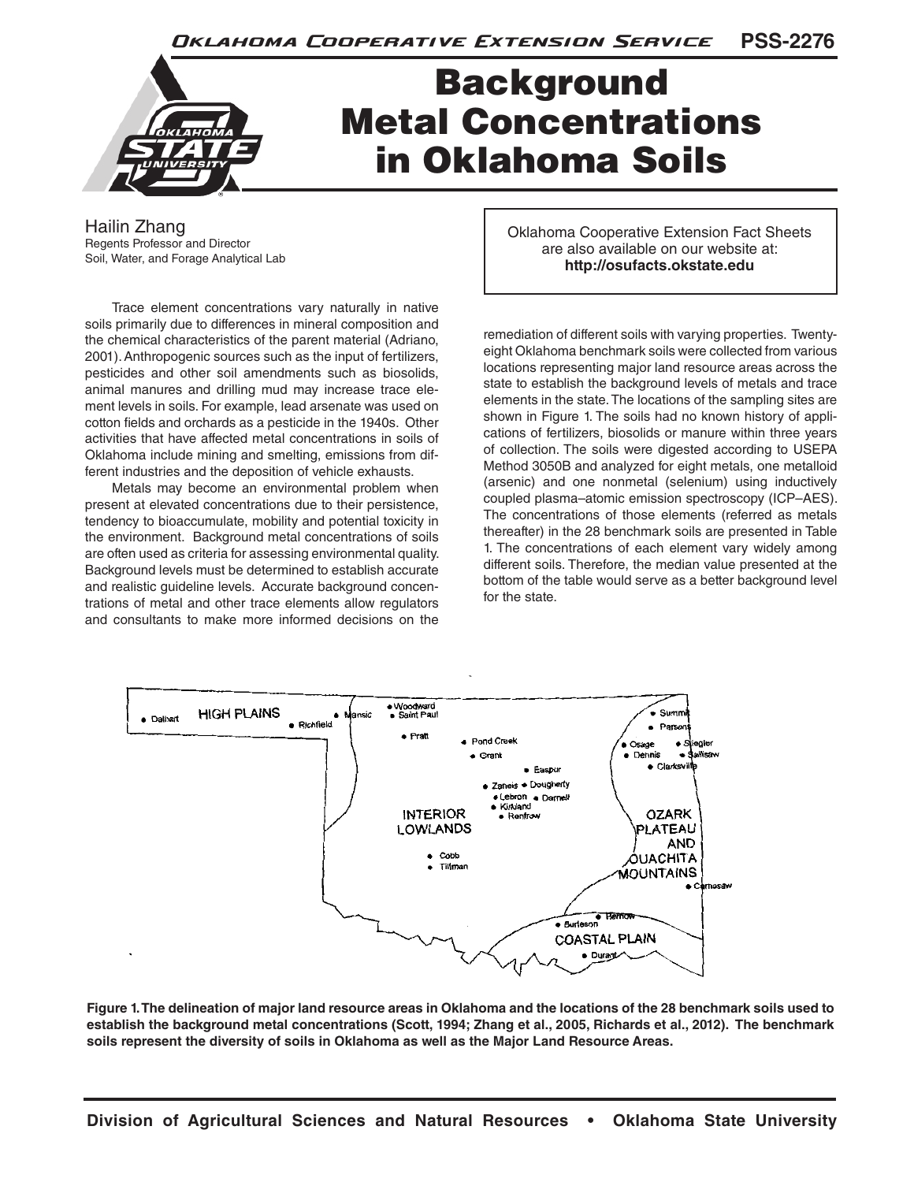# Background Metal Concentrations in Oklahoma Soils

Hailin Zhang
Regents Professor and Director
Soil, Water, and Forage Analytical Lab

Oklahoma Cooperative Extension Fact Sheets are also available on our website at: **http://osufacts.okstate.edu**

Trace element concentrations vary naturally in native soils primarily due to differences in mineral composition and the chemical characteristics of the parent material (Adriano, 2001). Anthropogenic sources such as the input of fertilizers, pesticides and other soil amendments such as biosolids, animal manures and drilling mud may increase trace element levels in soils. For example, lead arsenate was used on cotton fields and orchards as a pesticide in the 1940s. Other activities that have affected metal concentrations in soils of Oklahoma include mining and smelting, emissions from different industries and the deposition of vehicle exhausts.

Metals may become an environmental problem when present at elevated concentrations due to their persistence, tendency to bioaccumulate, mobility and potential toxicity in the environment. Background metal concentrations of soils are often used as criteria for assessing environmental quality. Background levels must be determined to establish accurate and realistic guideline levels. Accurate background concentrations of metal and other trace elements allow regulators and consultants to make more informed decisions on the remediation of different soils with varying properties. Twenty-eight Oklahoma benchmark soils were collected from various locations representing major land resource areas across the state to establish the background levels of metals and trace elements in the state. The locations of the sampling sites are shown in Figure 1. The soils had no known history of applications of fertilizers, biosolids or manure within three years of collection. The soils were digested according to USEPA Method 3050B and analyzed for eight metals, one metalloid (arsenic) and one nonmetal (selenium) using inductively coupled plasma–atomic emission spectroscopy (ICP–AES). The concentrations of those elements (referred as metals thereafter) in the 28 benchmark soils are presented in Table 1. The concentrations of each element vary widely among different soils. Therefore, the median value presented at the bottom of the table would serve as a better background level for the state.

**Figure 1. The delineation of major land resource areas in Oklahoma and the locations of the 28 benchmark soils used to establish the background metal concentrations (Scott, 1994; Zhang et al., 2005, Richards et al., 2012). The benchmark soils represent the diversity of soils in Oklahoma as well as the Major Land Resource Areas.**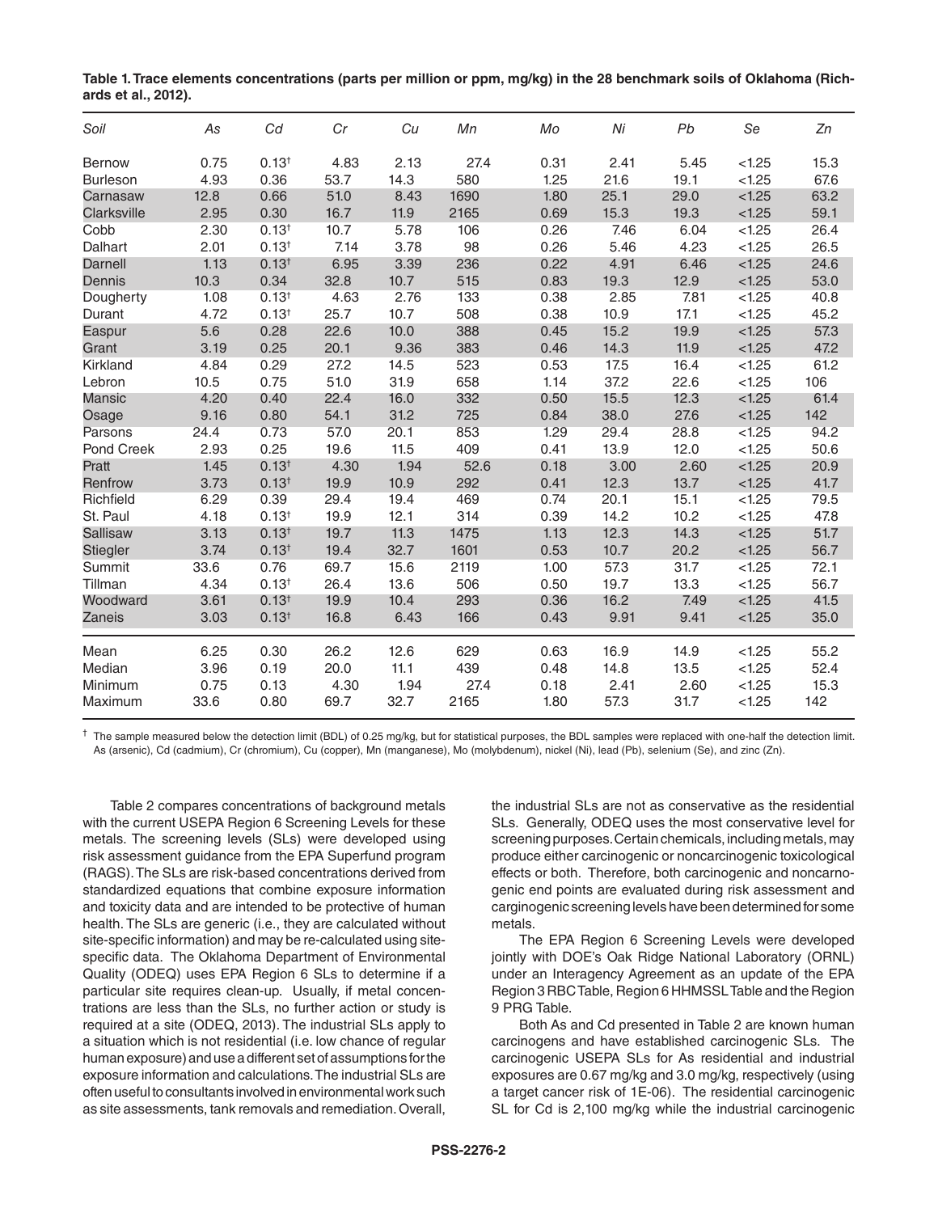**Table 1. Trace elements concentrations (parts per million or ppm, mg/kg) in the 28 benchmark soils of Oklahoma (Richards et al., 2012).**

| Soil | As | Cd | Cr | Cu | Mn | Mo | Ni | Pb | Se | Zn |
|---|---|---|---|---|---|---|---|---|---|---|
| Bernow | 0.75 | 0.13† | 4.83 | 2.13 | 27.4 | 0.31 | 2.41 | 5.45 | <1.25 | 15.3 |
| Burleson | 4.93 | 0.36 | 53.7 | 14.3 | 580 | 1.25 | 21.6 | 19.1 | <1.25 | 67.6 |
| Carnasaw | 12.8 | 0.66 | 51.0 | 8.43 | 1690 | 1.80 | 25.1 | 29.0 | <1.25 | 63.2 |
| Clarksville | 2.95 | 0.30 | 16.7 | 11.9 | 2165 | 0.69 | 15.3 | 19.3 | <1.25 | 59.1 |
| Cobb | 2.30 | 0.13† | 10.7 | 5.78 | 106 | 0.26 | 7.46 | 6.04 | <1.25 | 26.4 |
| Dalhart | 2.01 | 0.13† | 7.14 | 3.78 | 98 | 0.26 | 5.46 | 4.23 | <1.25 | 26.5 |
| Darnell | 1.13 | 0.13† | 6.95 | 3.39 | 236 | 0.22 | 4.91 | 6.46 | <1.25 | 24.6 |
| Dennis | 10.3 | 0.34 | 32.8 | 10.7 | 515 | 0.83 | 19.3 | 12.9 | <1.25 | 53.0 |
| Dougherty | 1.08 | 0.13† | 4.63 | 2.76 | 133 | 0.38 | 2.85 | 7.81 | <1.25 | 40.8 |
| Durant | 4.72 | 0.13† | 25.7 | 10.7 | 508 | 0.38 | 10.9 | 17.1 | <1.25 | 45.2 |
| Easpur | 5.6 | 0.28 | 22.6 | 10.0 | 388 | 0.45 | 15.2 | 19.9 | <1.25 | 57.3 |
| Grant | 3.19 | 0.25 | 20.1 | 9.36 | 383 | 0.46 | 14.3 | 11.9 | <1.25 | 47.2 |
| Kirkland | 4.84 | 0.29 | 27.2 | 14.5 | 523 | 0.53 | 17.5 | 16.4 | <1.25 | 61.2 |
| Lebron | 10.5 | 0.75 | 51.0 | 31.9 | 658 | 1.14 | 37.2 | 22.6 | <1.25 | 106 |
| Mansic | 4.20 | 0.40 | 22.4 | 16.0 | 332 | 0.50 | 15.5 | 12.3 | <1.25 | 61.4 |
| Osage | 9.16 | 0.80 | 54.1 | 31.2 | 725 | 0.84 | 38.0 | 27.6 | <1.25 | 142 |
| Parsons | 24.4 | 0.73 | 57.0 | 20.1 | 853 | 1.29 | 29.4 | 28.8 | <1.25 | 94.2 |
| Pond Creek | 2.93 | 0.25 | 19.6 | 11.5 | 409 | 0.41 | 13.9 | 12.0 | <1.25 | 50.6 |
| Pratt | 1.45 | 0.13† | 4.30 | 1.94 | 52.6 | 0.18 | 3.00 | 2.60 | <1.25 | 20.9 |
| Renfrow | 3.73 | 0.13† | 19.9 | 10.9 | 292 | 0.41 | 12.3 | 13.7 | <1.25 | 41.7 |
| Richfield | 6.29 | 0.39 | 29.4 | 19.4 | 469 | 0.74 | 20.1 | 15.1 | <1.25 | 79.5 |
| St. Paul | 4.18 | 0.13† | 19.9 | 12.1 | 314 | 0.39 | 14.2 | 10.2 | <1.25 | 47.8 |
| Sallisaw | 3.13 | 0.13† | 19.7 | 11.3 | 1475 | 1.13 | 12.3 | 14.3 | <1.25 | 51.7 |
| Stiegler | 3.74 | 0.13† | 19.4 | 32.7 | 1601 | 0.53 | 10.7 | 20.2 | <1.25 | 56.7 |
| Summit | 33.6 | 0.76 | 69.7 | 15.6 | 2119 | 1.00 | 57.3 | 31.7 | <1.25 | 72.1 |
| Tillman | 4.34 | 0.13† | 26.4 | 13.6 | 506 | 0.50 | 19.7 | 13.3 | <1.25 | 56.7 |
| Woodward | 3.61 | 0.13† | 19.9 | 10.4 | 293 | 0.36 | 16.2 | 7.49 | <1.25 | 41.5 |
| Zaneis | 3.03 | 0.13† | 16.8 | 6.43 | 166 | 0.43 | 9.91 | 9.41 | <1.25 | 35.0 |
| Mean | 6.25 | 0.30 | 26.2 | 12.6 | 629 | 0.63 | 16.9 | 14.9 | <1.25 | 55.2 |
| Median | 3.96 | 0.19 | 20.0 | 11.1 | 439 | 0.48 | 14.8 | 13.5 | <1.25 | 52.4 |
| Minimum | 0.75 | 0.13 | 4.30 | 1.94 | 27.4 | 0.18 | 2.41 | 2.60 | <1.25 | 15.3 |
| Maximum | 33.6 | 0.80 | 69.7 | 32.7 | 2165 | 1.80 | 57.3 | 31.7 | <1.25 | 142 |

† The sample measured below the detection limit (BDL) of 0.25 mg/kg, but for statistical purposes, the BDL samples were replaced with one-half the detection limit. As (arsenic), Cd (cadmium), Cr (chromium), Cu (copper), Mn (manganese), Mo (molybdenum), nickel (Ni), lead (Pb), selenium (Se), and zinc (Zn).

Table 2 compares concentrations of background metals with the current USEPA Region 6 Screening Levels for these metals. The screening levels (SLs) were developed using risk assessment guidance from the EPA Superfund program (RAGS). The SLs are risk-based concentrations derived from standardized equations that combine exposure information and toxicity data and are intended to be protective of human health. The SLs are generic (i.e., they are calculated without site-specific information) and may be re-calculated using site-specific data. The Oklahoma Department of Environmental Quality (ODEQ) uses EPA Region 6 SLs to determine if a particular site requires clean-up. Usually, if metal concentrations are less than the SLs, no further action or study is required at a site (ODEQ, 2013). The industrial SLs apply to a situation which is not residential (i.e. low chance of regular human exposure) and use a different set of assumptions for the exposure information and calculations. The industrial SLs are often useful to consultants involved in environmental work such as site assessments, tank removals and remediation. Overall, the industrial SLs are not as conservative as the residential SLs. Generally, ODEQ uses the most conservative level for screening purposes. Certain chemicals, including metals, may produce either carcinogenic or noncarcinogenic toxicological effects or both. Therefore, both carcinogenic and noncarnogenic end points are evaluated during risk assessment and carginogenic screening levels have been determined for some metals.

The EPA Region 6 Screening Levels were developed jointly with DOE's Oak Ridge National Laboratory (ORNL) under an Interagency Agreement as an update of the EPA Region 3 RBC Table, Region 6 HHMSSL Table and the Region 9 PRG Table.

Both As and Cd presented in Table 2 are known human carcinogens and have established carcinogenic SLs. The carcinogenic USEPA SLs for As residential and industrial exposures are 0.67 mg/kg and 3.0 mg/kg, respectively (using a target cancer risk of 1E-06). The residential carcinogenic SL for Cd is 2,100 mg/kg while the industrial carcinogenic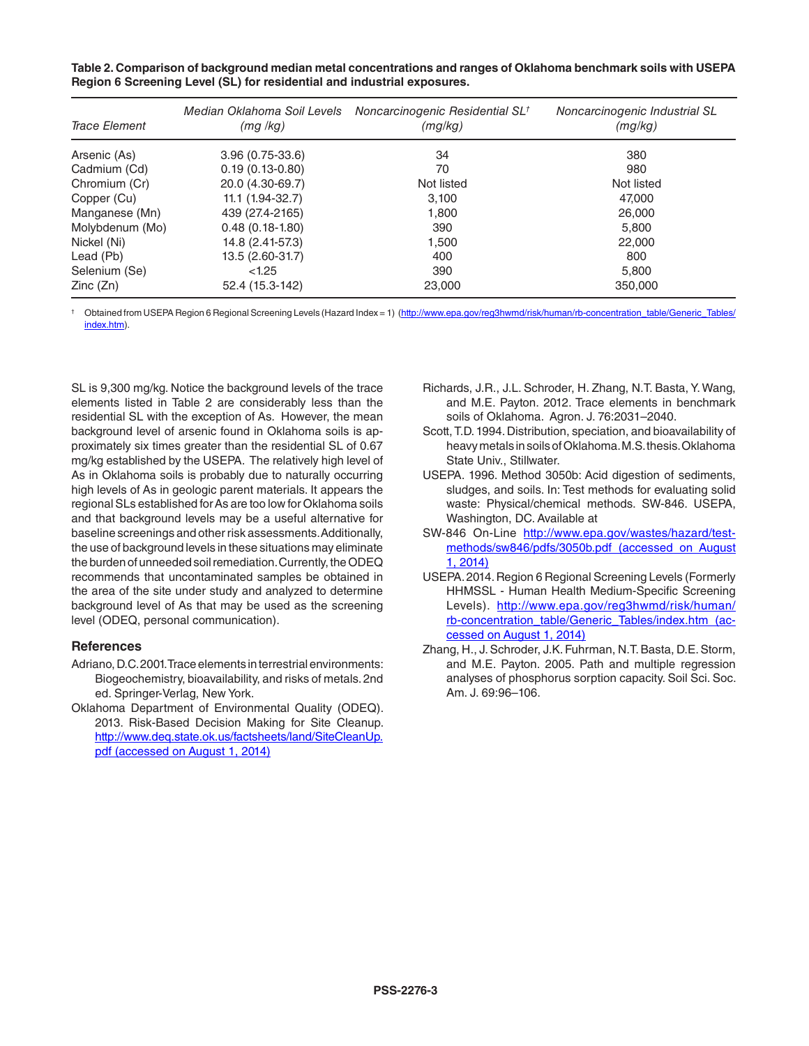**Table 2. Comparison of background median metal concentrations and ranges of Oklahoma benchmark soils with USEPA Region 6 Screening Level (SL) for residential and industrial exposures.**

| *Trace Element* | *Median Oklahoma Soil Levels (mg /kg)* | *Noncarcinogenic Residential SL*[†] *(mg/kg)* | *Noncarcinogenic Industrial SL (mg/kg)* |
|---|---|---|---|
| Arsenic (As) | 3.96 (0.75-33.6) | 34 | 380 |
| Cadmium (Cd) | 0.19 (0.13-0.80) | 70 | 980 |
| Chromium (Cr) | 20.0 (4.30-69.7) | Not listed | Not listed |
| Copper (Cu) | 11.1 (1.94-32.7) | 3,100 | 47,000 |
| Manganese (Mn) | 439 (27.4-2165) | 1,800 | 26,000 |
| Molybdenum (Mo) | 0.48 (0.18-1.80) | 390 | 5,800 |
| Nickel (Ni) | 14.8 (2.41-57.3) | 1,500 | 22,000 |
| Lead (Pb) | 13.5 (2.60-31.7) | 400 | 800 |
| Selenium (Se) | <1.25 | 390 | 5,800 |
| Zinc (Zn) | 52.4 (15.3-142) | 23,000 | 350,000 |

[†] Obtained from USEPA Region 6 Regional Screening Levels (Hazard Index = 1) (http://www.epa.gov/reg3hwmd/risk/human/rb-concentration_table/Generic_Tables/index.htm).

SL is 9,300 mg/kg. Notice the background levels of the trace elements listed in Table 2 are considerably less than the residential SL with the exception of As. However, the mean background level of arsenic found in Oklahoma soils is approximately six times greater than the residential SL of 0.67 mg/kg established by the USEPA. The relatively high level of As in Oklahoma soils is probably due to naturally occurring high levels of As in geologic parent materials. It appears the regional SLs established for As are too low for Oklahoma soils and that background levels may be a useful alternative for baseline screenings and other risk assessments. Additionally, the use of background levels in these situations may eliminate the burden of unneeded soil remediation. Currently, the ODEQ recommends that uncontaminated samples be obtained in the area of the site under study and analyzed to determine background level of As that may be used as the screening level (ODEQ, personal communication).

## References

Adriano, D.C. 2001. Trace elements in terrestrial environments: Biogeochemistry, bioavailability, and risks of metals. 2nd ed. Springer-Verlag, New York.

Oklahoma Department of Environmental Quality (ODEQ). 2013. Risk-Based Decision Making for Site Cleanup. http://www.deq.state.ok.us/factsheets/land/SiteCleanUp.pdf (accessed on August 1, 2014)

Richards, J.R., J.L. Schroder, H. Zhang, N.T. Basta, Y. Wang, and M.E. Payton. 2012. Trace elements in benchmark soils of Oklahoma. Agron. J. 76:2031–2040.

Scott, T.D. 1994. Distribution, speciation, and bioavailability of heavy metals in soils of Oklahoma. M.S. thesis. Oklahoma State Univ., Stillwater.

USEPA. 1996. Method 3050b: Acid digestion of sediments, sludges, and soils. In: Test methods for evaluating solid waste: Physical/chemical methods. SW-846. USEPA, Washington, DC. Available at

SW-846 On-Line http://www.epa.gov/wastes/hazard/testmethods/sw846/pdfs/3050b.pdf (accessed on August 1, 2014)

USEPA. 2014. Region 6 Regional Screening Levels (Formerly HHMSSL - Human Health Medium-Specific Screening Levels). http://www.epa.gov/reg3hwmd/risk/human/rb-concentration_table/Generic_Tables/index.htm (accessed on August 1, 2014)

Zhang, H., J. Schroder, J.K. Fuhrman, N.T. Basta, D.E. Storm, and M.E. Payton. 2005. Path and multiple regression analyses of phosphorus sorption capacity. Soil Sci. Soc. Am. J. 69:96–106.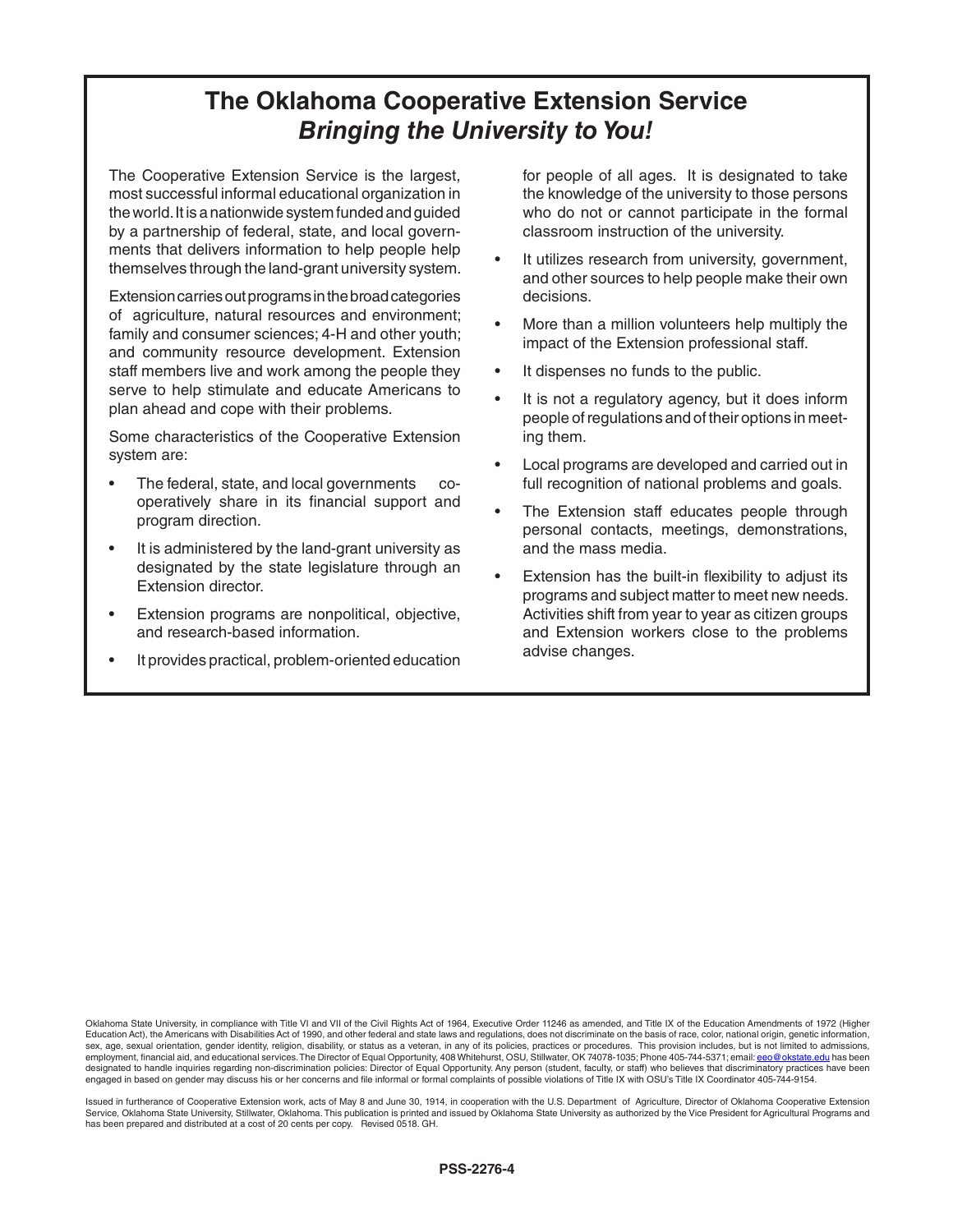# The Oklahoma Cooperative Extension Service

## *Bringing the University to You!*

The Cooperative Extension Service is the largest, most successful informal educational organization in the world. It is a nationwide system funded and guided by a partnership of federal, state, and local governments that delivers information to help people help themselves through the land-grant university system.

Extension carries out programs in the broad categories of agriculture, natural resources and environment; family and consumer sciences; 4-H and other youth; and community resource development. Extension staff members live and work among the people they serve to help stimulate and educate Americans to plan ahead and cope with their problems.

Some characteristics of the Cooperative Extension system are:

- The federal, state, and local governments cooperatively share in its financial support and program direction.
- It is administered by the land-grant university as designated by the state legislature through an Extension director.
- Extension programs are nonpolitical, objective, and research-based information.
- It provides practical, problem-oriented education for people of all ages. It is designated to take the knowledge of the university to those persons who do not or cannot participate in the formal classroom instruction of the university.
- It utilizes research from university, government, and other sources to help people make their own decisions.
- More than a million volunteers help multiply the impact of the Extension professional staff.
- It dispenses no funds to the public.
- It is not a regulatory agency, but it does inform people of regulations and of their options in meeting them.
- Local programs are developed and carried out in full recognition of national problems and goals.
- The Extension staff educates people through personal contacts, meetings, demonstrations, and the mass media.
- Extension has the built-in flexibility to adjust its programs and subject matter to meet new needs. Activities shift from year to year as citizen groups and Extension workers close to the problems advise changes.

Oklahoma State University, in compliance with Title VI and VII of the Civil Rights Act of 1964, Executive Order 11246 as amended, and Title IX of the Education Amendments of 1972 (Higher Education Act), the Americans with Disabilities Act of 1990, and other federal and state laws and regulations, does not discriminate on the basis of race, color, national origin, genetic information, sex, age, sexual orientation, gender identity, religion, disability, or status as a veteran, in any of its policies, practices or procedures. This provision includes, but is not limited to admissions, employment, financial aid, and educational services. The Director of Equal Opportunity, 408 Whitehurst, OSU, Stillwater, OK 74078-1035; Phone 405-744-5371; email: eeo@okstate.edu has been designated to handle inquiries regarding non-discrimination policies: Director of Equal Opportunity. Any person (student, faculty, or staff) who believes that discriminatory practices have been engaged in based on gender may discuss his or her concerns and file informal or formal complaints of possible violations of Title IX with OSU's Title IX Coordinator 405-744-9154.

Issued in furtherance of Cooperative Extension work, acts of May 8 and June 30, 1914, in cooperation with the U.S. Department of Agriculture, Director of Oklahoma Cooperative Extension Service, Oklahoma State University, Stillwater, Oklahoma. This publication is printed and issued by Oklahoma State University as authorized by the Vice President for Agricultural Programs and has been prepared and distributed at a cost of 20 cents per copy. Revised 0518. GH.

**PSS-2276-4**